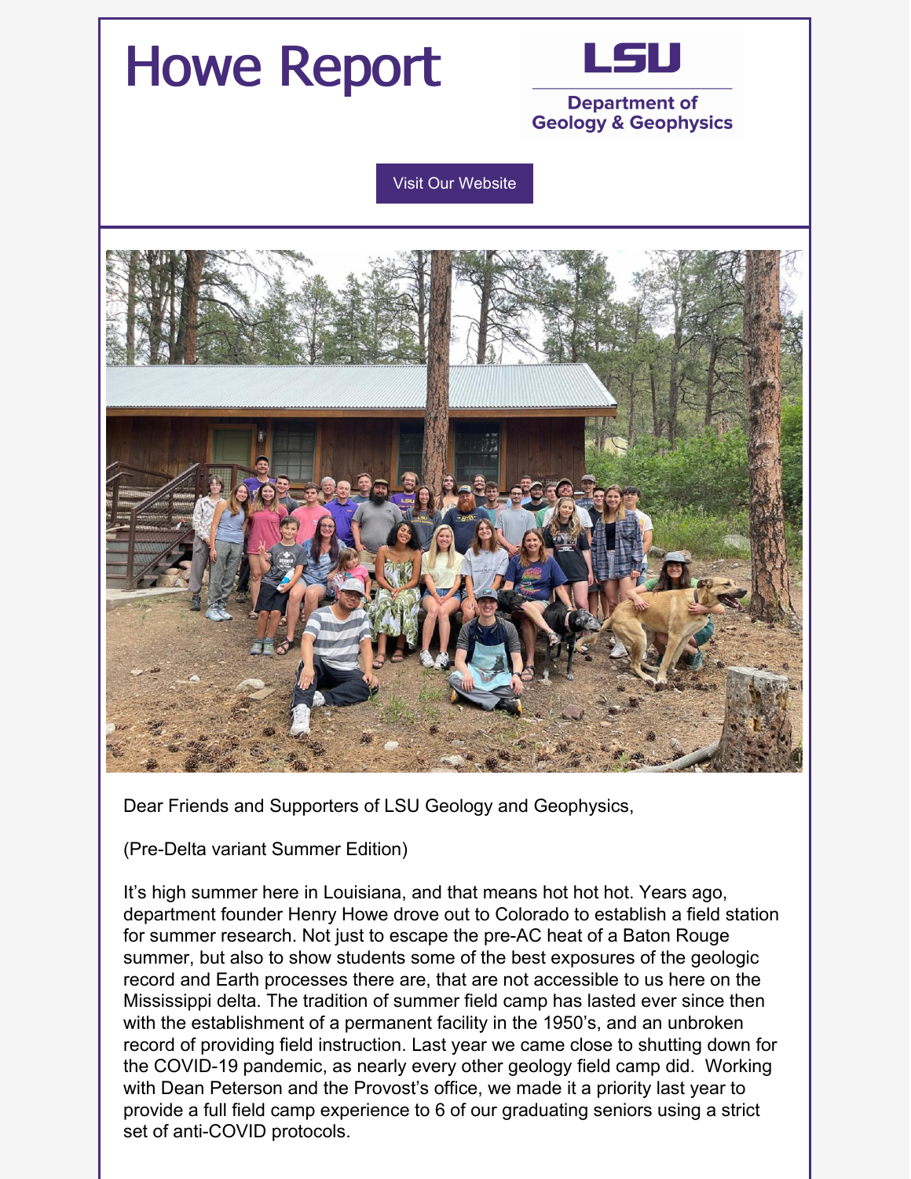# Howe Report

LSU Department of Geology & Geophysics

Visit Our Website

Dear Friends and Supporters of LSU Geology and Geophysics,

(Pre-Delta variant Summer Edition)

It's high summer here in Louisiana, and that means hot hot hot. Years ago, department founder Henry Howe drove out to Colorado to establish a field station for summer research. Not just to escape the pre-AC heat of a Baton Rouge summer, but also to show students some of the best exposures of the geologic record and Earth processes there are, that are not accessible to us here on the Mississippi delta. The tradition of summer field camp has lasted ever since then with the establishment of a permanent facility in the 1950's, and an unbroken record of providing field instruction. Last year we came close to shutting down for the COVID-19 pandemic, as nearly every other geology field camp did. Working with Dean Peterson and the Provost's office, we made it a priority last year to provide a full field camp experience to 6 of our graduating seniors using a strict set of anti-COVID protocols.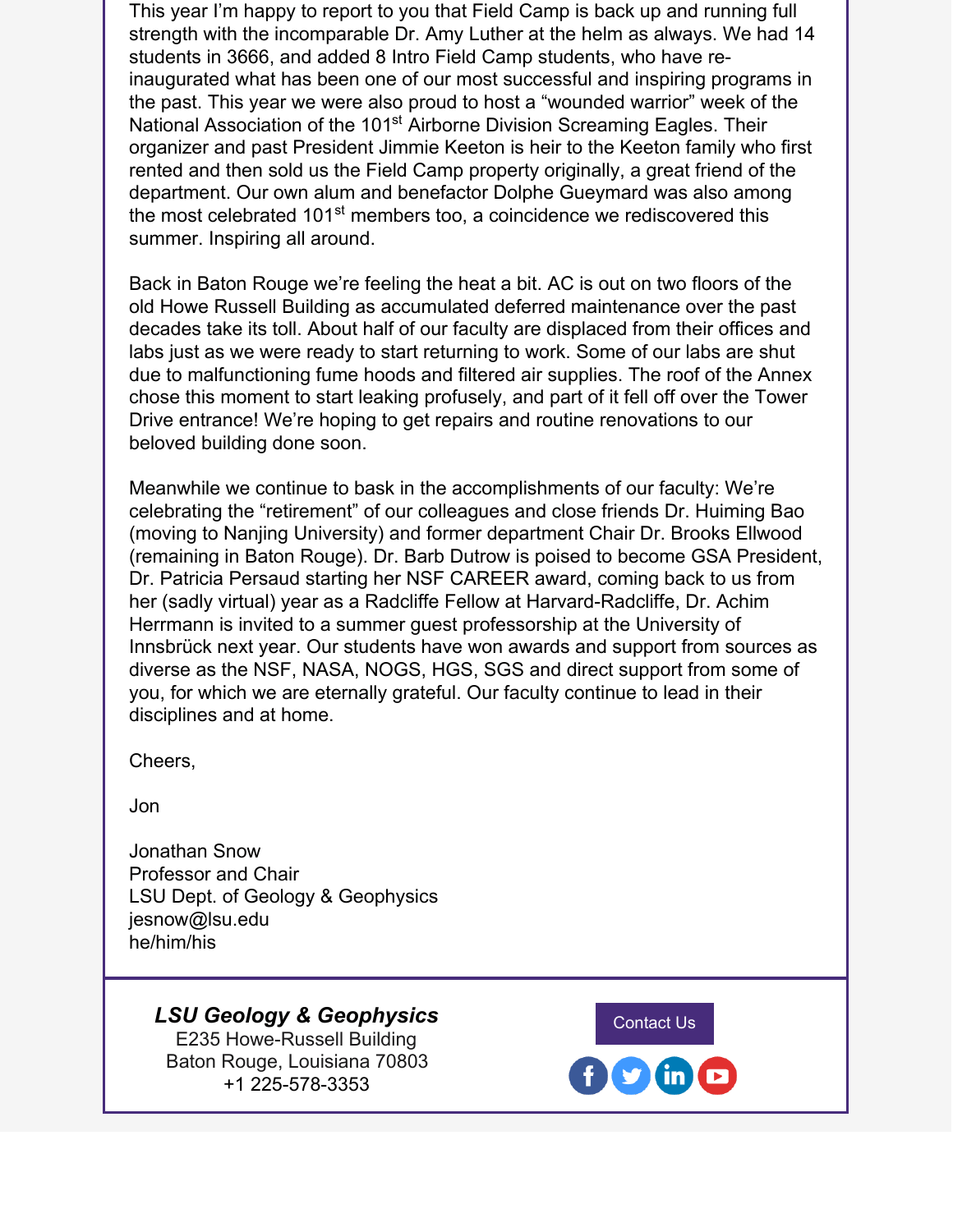This year I'm happy to report to you that Field Camp is back up and running full strength with the incomparable Dr. Amy Luther at the helm as always. We had 14 students in 3666, and added 8 Intro Field Camp students, who have re-inaugurated what has been one of our most successful and inspiring programs in the past. This year we were also proud to host a "wounded warrior" week of the National Association of the 101st Airborne Division Screaming Eagles. Their organizer and past President Jimmie Keeton is heir to the Keeton family who first rented and then sold us the Field Camp property originally, a great friend of the department. Our own alum and benefactor Dolphe Gueymard was also among the most celebrated 101st members too, a coincidence we rediscovered this summer. Inspiring all around.

Back in Baton Rouge we're feeling the heat a bit. AC is out on two floors of the old Howe Russell Building as accumulated deferred maintenance over the past decades take its toll. About half of our faculty are displaced from their offices and labs just as we were ready to start returning to work. Some of our labs are shut due to malfunctioning fume hoods and filtered air supplies. The roof of the Annex chose this moment to start leaking profusely, and part of it fell off over the Tower Drive entrance! We're hoping to get repairs and routine renovations to our beloved building done soon.

Meanwhile we continue to bask in the accomplishments of our faculty: We're celebrating the "retirement" of our colleagues and close friends Dr. Huiming Bao (moving to Nanjing University) and former department Chair Dr. Brooks Ellwood (remaining in Baton Rouge). Dr. Barb Dutrow is poised to become GSA President, Dr. Patricia Persaud starting her NSF CAREER award, coming back to us from her (sadly virtual) year as a Radcliffe Fellow at Harvard-Radcliffe, Dr. Achim Herrmann is invited to a summer guest professorship at the University of Innsbrück next year. Our students have won awards and support from sources as diverse as the NSF, NASA, NOGS, HGS, SGS and direct support from some of you, for which we are eternally grateful. Our faculty continue to lead in their disciplines and at home.

Cheers,

Jon

Jonathan Snow
Professor and Chair
LSU Dept. of Geology & Geophysics
jesnow@lsu.edu
he/him/his

***LSU Geology & Geophysics***
E235 Howe-Russell Building
Baton Rouge, Louisiana 70803
+1 225-578-3353

Contact Us